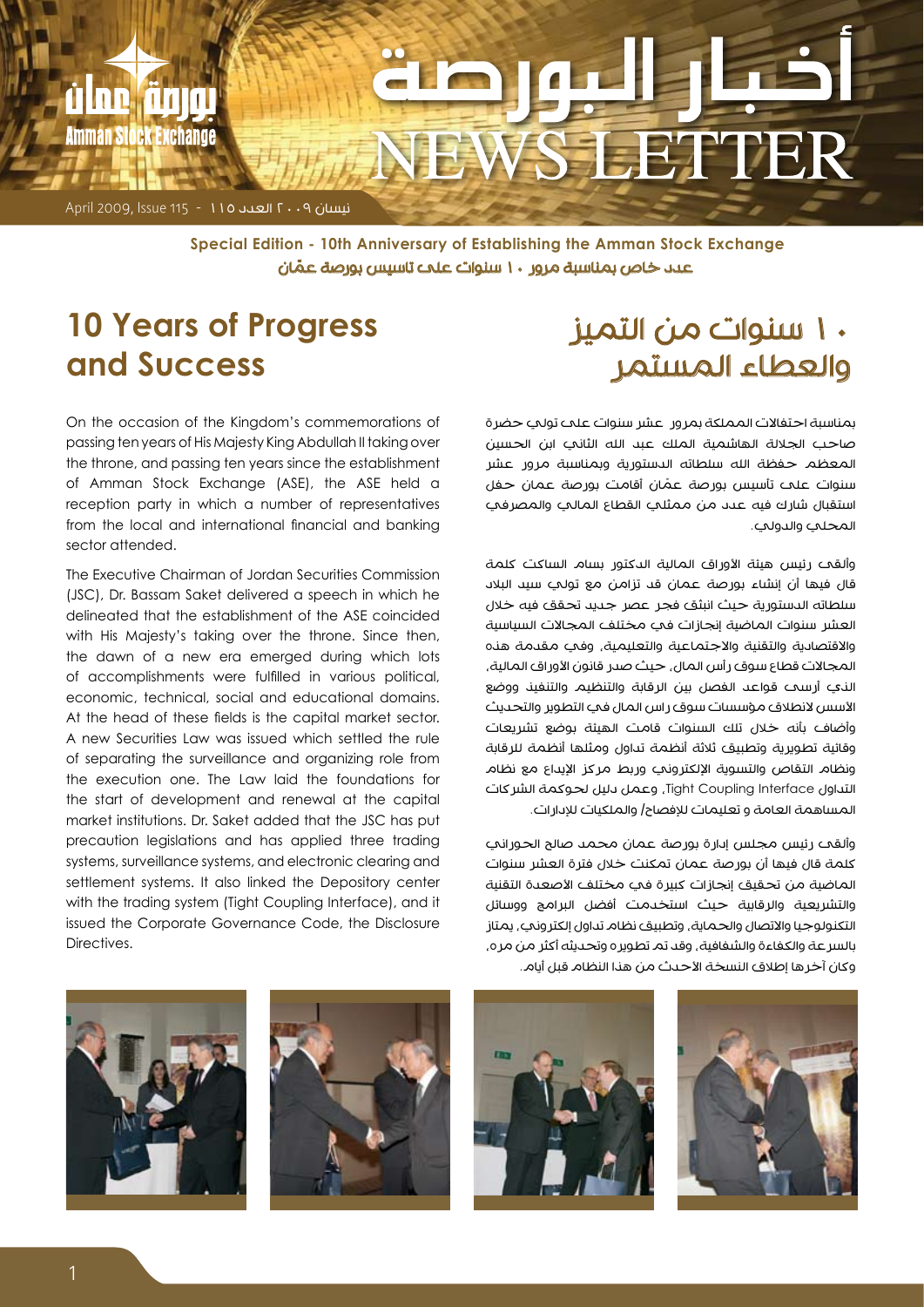# أخبار البورصة
# NEWS LETTER

نيسان ٢٠٠٩ العدد ١١٥ - April 2009, Issue 115

**Special Edition - 10th Anniversary of Establishing the Amman Stock Exchange**

**عدد خاص بمناسبة مرور ١٠ سنوات على تأسيس بورصة عمّان**

## 10 Years of Progress and Success

On the occasion of the Kingdom's commemorations of passing ten years of His Majesty King Abdullah II taking over the throne, and passing ten years since the establishment of Amman Stock Exchange (ASE), the ASE held a reception party in which a number of representatives from the local and international financial and banking sector attended.

The Executive Chairman of Jordan Securities Commission (JSC), Dr. Bassam Saket delivered a speech in which he delineated that the establishment of the ASE coincided with His Majesty's taking over the throne. Since then, the dawn of a new era emerged during which lots of accomplishments were fulfilled in various political, economic, technical, social and educational domains. At the head of these fields is the capital market sector. A new Securities Law was issued which settled the rule of separating the surveillance and organizing role from the execution one. The Law laid the foundations for the start of development and renewal at the capital market institutions. Dr. Saket added that the JSC has put precaution legislations and has applied three trading systems, surveillance systems, and electronic clearing and settlement systems. It also linked the Depository center with the trading system (Tight Coupling Interface), and it issued the Corporate Governance Code, the Disclosure Directives.

## ١٠ سنوات من التميز والعطاء المستمر

بمناسبة احتفالات المملكة بمرور عشر سنوات على تولي حضرة صاحب الجلالة الهاشمية الملك عبد الله الثاني ابن الحسين المعظم حفظه الله سلطاته الدستورية وبمناسبة مرور عشر سنوات على تأسيس بورصة عمّان أقامت بورصة عمان حفل استقبال شارك فيه عدد من ممثلي القطاع المالي والمصرفي المحلي والدولي.

وألقى رئيس هيئة الأوراق المالية الدكتور بسام الساكت كلمة قال فيها أن إنشاء بورصة عمان قد تزامن مع تولي سيد البلاد سلطاته الدستورية حيث انبثق فجر عصر جديد تحقق فيه خلال العشر سنوات الماضية إنجازات في مختلف المجالات السياسية والاقتصادية والتقنية والاجتماعية والتعليمية، وفي مقدمة هذه المجالات قطاع سوق رأس المال، حيث صدر قانون الأوراق المالية، الذي أرسى قواعد الفصل بين الرقابة والتنظيم والتنفيذ ووضع الأسس لانطلاق مؤسسات سوق رأس المال في التطوير والتحديث وأضاف بأنه خلال تلك السنوات قامت الهيئة بوضع تشريعات وقائية تطويرية وتطبيق ثلاثة أنظمة تداول ومثلها أنظمة للرقابة ونظام التقاص والتسوية الإلكتروني وربط مركز الإيداع مع نظام التداول Tight Coupling Interface، وعمل دليل لحوكمة الشركات المساهمة العامة و تعليمات للإفصاح/ والملكيات للإدارات.

وألقى رئيس مجلس إدارة بورصة عمان محمد صالح الحوراني كلمة قال فيها أن بورصة عمان تمكنت خلال فترة العشر سنوات الماضية من تحقيق إنجازات كبيرة في مختلف الأصعدة التقنية والتشريعية والرقابية حيث استخدمت أفضل البرامج ووسائل التكنولوجيا والاتصال والحماية، وتطبيق نظام تداول إلكتروني، يمتاز بالسرعة والكفاءة والشفافية، وقد تم تطويره وتحديثه أكثر من مره، وكان آخرها إطلاق النسخة الأحدث من هذا النظام قبل أيام.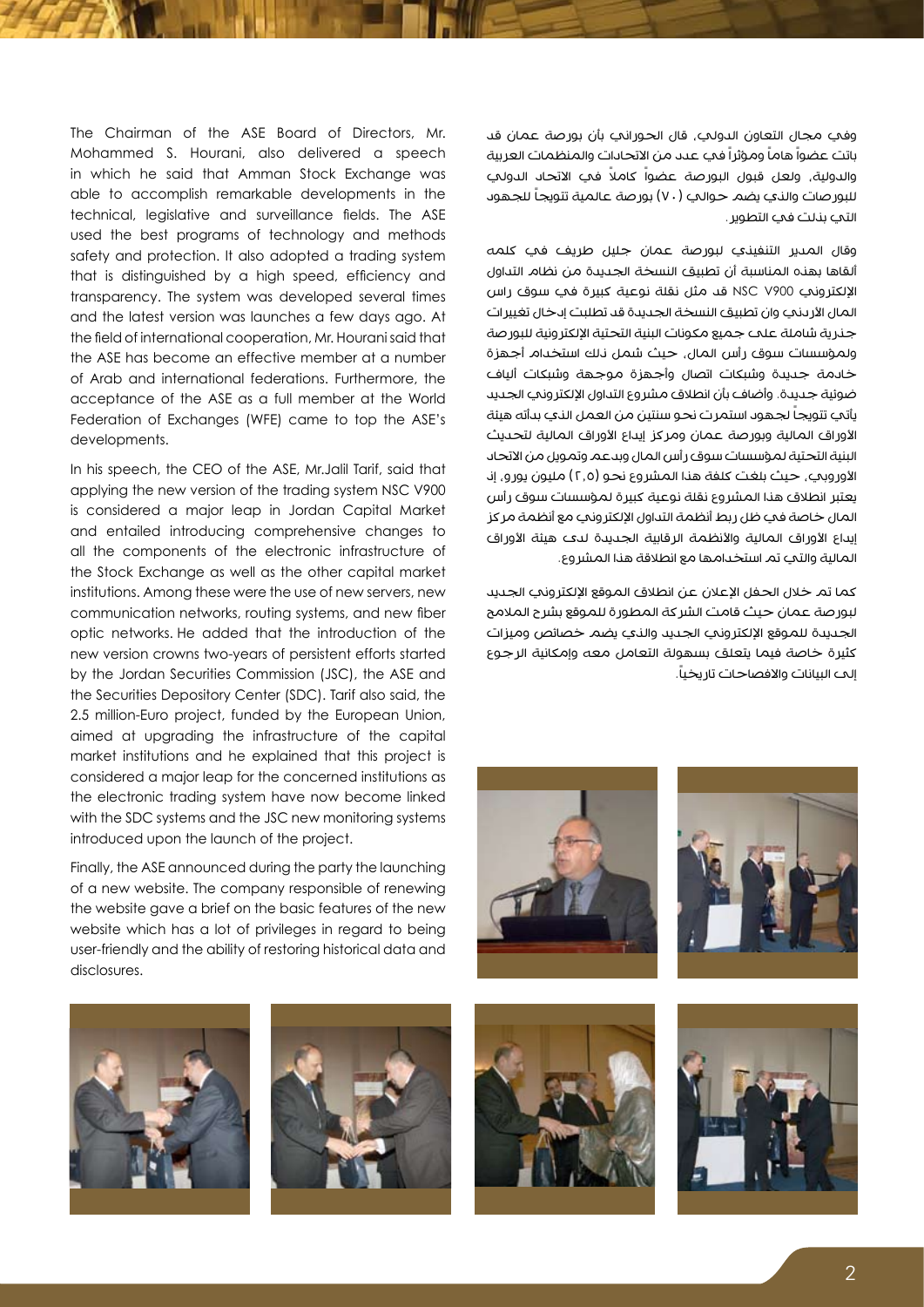The Chairman of the ASE Board of Directors, Mr. Mohammed S. Hourani, also delivered a speech in which he said that Amman Stock Exchange was able to accomplish remarkable developments in the technical, legislative and surveillance fields. The ASE used the best programs of technology and methods safety and protection. It also adopted a trading system that is distinguished by a high speed, efficiency and transparency. The system was developed several times and the latest version was launches a few days ago. At the field of international cooperation, Mr. Hourani said that the ASE has become an effective member at a number of Arab and international federations. Furthermore, the acceptance of the ASE as a full member at the World Federation of Exchanges (WFE) came to top the ASE's developments.

In his speech, the CEO of the ASE, Mr.Jalil Tarif, said that applying the new version of the trading system NSC V900 is considered a major leap in Jordan Capital Market and entailed introducing comprehensive changes to all the components of the electronic infrastructure of the Stock Exchange as well as the other capital market institutions. Among these were the use of new servers, new communication networks, routing systems, and new fiber optic networks. He added that the introduction of the new version crowns two-years of persistent efforts started by the Jordan Securities Commission (JSC), the ASE and the Securities Depository Center (SDC). Tarif also said, the 2.5 million-Euro project, funded by the European Union, aimed at upgrading the infrastructure of the capital market institutions and he explained that this project is considered a major leap for the concerned institutions as the electronic trading system have now become linked with the SDC systems and the JSC new monitoring systems introduced upon the launch of the project.

Finally, the ASE announced during the party the launching of a new website. The company responsible of renewing the website gave a brief on the basic features of the new website which has a lot of privileges in regard to being user-friendly and the ability of restoring historical data and disclosures.

وفي مجال التعاون الدولي، قال الحوراني بأن بورصة عمان قد باتت عضواً هاماً ومؤثراً في عدد من الاتحادات والمنظمات العربية والدولية، ولعل قبول البورصة عضواً كاملاً في الاتحاد الدولي للبورصات والذي يضم حوالي (٧٠) بورصة عالمية تتويجاً للجهود التي بذلت في التطوير.

وقال المدير التنفيذي لبورصة عمان جليل طريف في كلمه ألقاها بهذه المناسبة أن تطبيق النسخة الجديدة من نظام التداول الإلكتروني NSC V900 قد مثل نقلة نوعية كبيرة في سوق راس المال الأردني وان تطبيق النسخة الجديدة قد تطلبت إدخال تغييرات جذرية شاملة على جميع مكونات البنية التحتية الإلكترونية للبورصة ولمؤسسات سوق رأس المال، حيث شمل ذلك استخدام أجهزة خادمة جديدة وشبكات اتصال وأجهزة موجهة وشبكات ألياف ضوئية جديدة. وأضاف بأن انطلاق مشروع التداول الإلكتروني الجديد يأتي تتويجاً لجهود استمرت نحو سنتين من العمل الذي بدأته هيئة الأوراق المالية وبورصة عمان ومركز إيداع الأوراق المالية لتحديث البنية التحتية لمؤسسات سوق رأس المال وبدعم وتمويل من الاتحاد الأوروبي، حيث بلغت كلفة هذا المشروع نحو (٢,٥) مليون يورو، إذ يعتبر انطلاق هذا المشروع نقلة نوعية كبيرة لمؤسسات سوق رأس المال خاصة في ظل ربط أنظمة التداول الإلكتروني مع أنظمة مركز إيداع الأوراق المالية والأنظمة الرقابية الجديدة لدى هيئة الأوراق المالية والتي تم استخدامها مع انطلاقة هذا المشروع.

كما تم خلال الحفل الإعلان عن انطلاق الموقع الإلكتروني الجديد لبورصة عمان حيث قامت الشركة المطورة للموقع بشرح الملامح الجديدة للموقع الإلكتروني الجديد والذي يضم خصائص وميزات كثيرة خاصة فيما يتعلق بسهولة التعامل معه وإمكانية الرجوع إلى البيانات والافصاحات تاريخياً.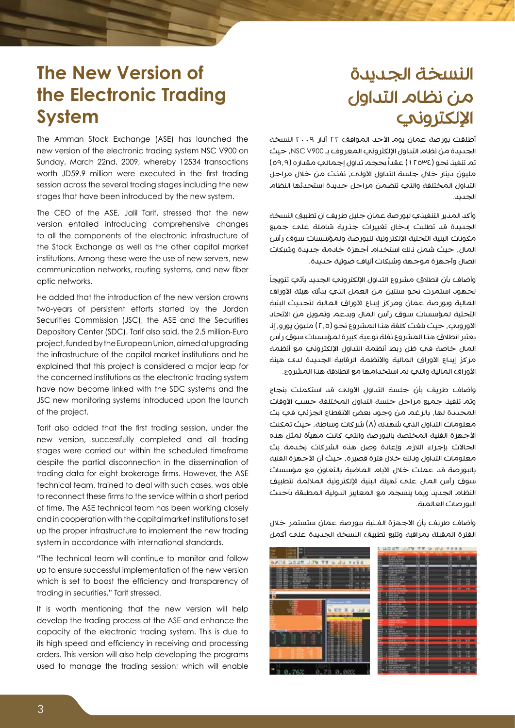# The New Version of the Electronic Trading System

The Amman Stock Exchange (ASE) has launched the new version of the electronic trading system NSC V900 on Sunday, March 22nd, 2009, whereby 12534 transactions worth JD59.9 million were executed in the first trading session across the several trading stages including the new stages that have been introduced by the new system.

The CEO of the ASE, Jalil Tarif, stressed that the new version entailed introducing comprehensive changes to all the components of the electronic infrastructure of the Stock Exchange as well as the other capital market institutions. Among these were the use of new servers, new communication networks, routing systems, and new fiber optic networks.

He added that the introduction of the new version crowns two-years of persistent efforts started by the Jordan Securities Commission (JSC), the ASE and the Securities Depository Center (SDC). Tarif also said, the 2.5 million-Euro project, funded by the European Union, aimed at upgrading the infrastructure of the capital market institutions and he explained that this project is considered a major leap for the concerned institutions as the electronic trading system have now become linked with the SDC systems and the JSC new monitoring systems introduced upon the launch of the project.

Tarif also added that the first trading session, under the new version, successfully completed and all trading stages were carried out within the scheduled timeframe despite the partial disconnection in the dissemination of trading data for eight brokerage firms. However, the ASE technical team, trained to deal with such cases, was able to reconnect these firms to the service within a short period of time. The ASE technical team has been working closely and in cooperation with the capital market institutions to set up the proper infrastructure to implement the new trading system in accordance with international standards.

"The technical team will continue to monitor and follow up to ensure successful implementation of the new version which is set to boost the efficiency and transparency of trading in securities." Tarif stressed.

It is worth mentioning that the new version will help develop the trading process at the ASE and enhance the capacity of the electronic trading system. This is due to its high speed and efficiency in receiving and processing orders. This version will also help developing the programs used to manage the trading session; which will enable

# النسخة الجديدة من نظام التداول الإلكتروني

أطلقت بورصة عمان يوم الأحد الموافق ٢٢ آذار ٢٠٠٩ النسخة الجديدة من نظام التداول الإلكتروني المعروف بـ NSC V900، حيث تم تنفيذ نحو (١٢٥٣٤) عقداً بحجم تداول إجمالي مقداره (٥٩,٩) مليون دينار خلال جلسة التداول الأولى، نفذت من خلال مراحل التداول المختلفة والتي تتضمن مراحل جديدة استحدثها النظام الجديد.

وأكد المدير التنفيذي لبورصة عمان جليل طريف ان تطبيق النسخة الجديدة قد تطلبت إدخال تغييرات جذرية شاملة على جميع مكونات البنية التحتية الإلكترونية للبورصة ولمؤسسات سوق رأس المال، حيث شمل ذلك استخدام أجهزة خادمة جديدة وشبكات اتصال وأجهزة موجهة وشبكات ألياف ضوئية جديدة.

وأضاف بأن انطلاق مشروع التداول الإلكتروني الجديد يأتي تتويجاً لجهود استمرت نحو سنتين من العمل الذي بدأته هيئة الأوراق المالية وبورصة عمان ومركز إيداع الأوراق المالية لتحديث البنية التحتية لمؤسسات سوق رأس المال وبدعم وتمويل من الاتحاد الأوروبي، حيث بلغت كلفة هذا المشروع نحو (٢,٥) مليون يورو، إذ يعتبر انطلاق هذا المشروع نقلة نوعية كبيرة لمؤسسات سوق رأس المال خاصة في ظل ربط أنظمة التداول الإلكتروني مع أنظمة مركز إيداع الأوراق المالية والأنظمة الرقابية الجديدة لدى هيئة الأوراق المالية والتي تم استخدامها مع انطلاقة هذا المشروع.

وأضاف طريف بأن جلسة التداول الأولى قد استكملت بنجاح وتم تنفيذ جميع مراحل جلسة التداول المختلفة حسب الأوقات المحددة لها، بالرغم من وجود بعض الانقطاع الجزئي في بث معلومات التداول الذي شهدته (٨) شركات وساطة، حيث تمكنت الأجهزة الفنية المختصة بالبورصة والتي كانت مهيأة لمثل هذه الحالات بإجراء اللازم وإعادة وصل هذه الشركات بخدمة بث معلومات التداول وذلك خلال فترة قصيرة، حيث أن الأجهزة الفنية بالبورصة قد عملت خلال الأيام الماضية بالتعاون مع مؤسسات سوق رأس المال على تهيئة البنية الإلكترونية الملائمة لتطبيق النظام الجديد وبما ينسجم مع المعايير الدولية المطبقة بأحدث البورصات العالمية.

وأضاف طريف بأن الأجهزة الفنية ببورصة عمان ستستمر خلال الفترة المقبلة بمراقبة وتتبع تطبيق النسخة الجديدة على أكمل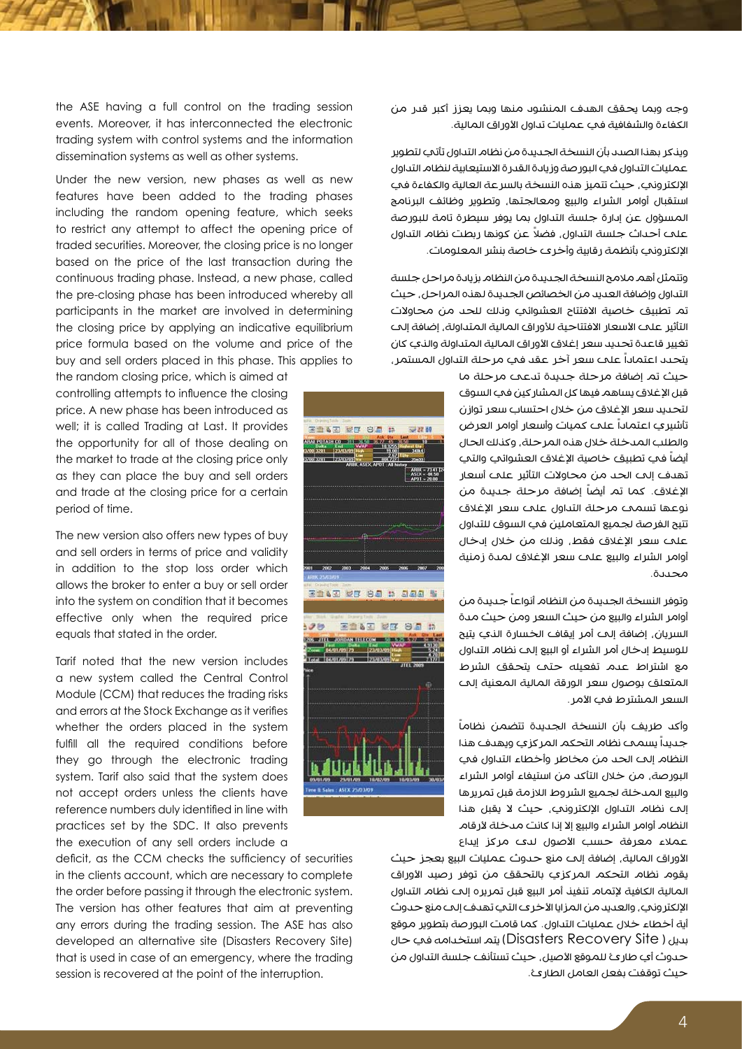the ASE having a full control on the trading session events. Moreover, it has interconnected the electronic trading system with control systems and the information dissemination systems as well as other systems.

Under the new version, new phases as well as new features have been added to the trading phases including the random opening feature, which seeks to restrict any attempt to affect the opening price of traded securities. Moreover, the closing price is no longer based on the price of the last transaction during the continuous trading phase. Instead, a new phase, called the pre-closing phase has been introduced whereby all participants in the market are involved in determining the closing price by applying an indicative equilibrium price formula based on the volume and price of the buy and sell orders placed in this phase. This applies to the random closing price, which is aimed at controlling attempts to influence the closing price. A new phase has been introduced as well; it is called Trading at Last. It provides the opportunity for all of those dealing on the market to trade at the closing price only as they can place the buy and sell orders and trade at the closing price for a certain period of time.

The new version also offers new types of buy and sell orders in terms of price and validity in addition to the stop loss order which allows the broker to enter a buy or sell order into the system on condition that it becomes effective only when the required price equals that stated in the order.

Tarif noted that the new version includes a new system called the Central Control Module (CCM) that reduces the trading risks and errors at the Stock Exchange as it verifies whether the orders placed in the system fulfill all the required conditions before they go through the electronic trading system. Tarif also said that the system does not accept orders unless the clients have reference numbers duly identified in line with practices set by the SDC. It also prevents the execution of any sell orders include a deficit, as the CCM checks the sufficiency of securities in the clients account, which are necessary to complete the order before passing it through the electronic system. The version has other features that aim at preventing any errors during the trading session. The ASE has also developed an alternative site (Disasters Recovery Site) that is used in case of an emergency, where the trading session is recovered at the point of the interruption.

وجه وبما يحقق الهدف المنشود منها وبما يعزز أكبر قدر من الكفاءة والشفافية في عمليات تداول الأوراق المالية.

ويذكر بهذا الصدد بأن النسخة الجديدة من نظام التداول تأتي لتطوير عمليات التداول في البورصة وزيادة القدرة الاستيعابية لنظام التداول الإلكتروني، حيث تتميز هذه النسخة بالسرعة العالية والكفاءة في استقبال أوامر الشراء والبيع ومعالجتها، وتطوير وظائف البرنامج المسؤول عن إدارة جلسة التداول بما يوفر سيطرة تامة للبورصة على أحداث جلسة التداول، فضلاً عن كونها ربطت نظام التداول الإلكتروني بأنظمة رقابية وأخرى خاصة بنشر المعلومات.

وتتمثل أهم ملامح النسخة الجديدة من النظام بزيادة مراحل جلسة التداول وإضافة العديد من الخصائص الجديدة لهذه المراحل، حيث تم تطبيق خاصية الافتتاح العشوائي وذلك للحد من محاولات التأثير على الأسعار الافتتاحية للأوراق المالية المتداولة، إضافة إلى تغيير قاعدة تحديد سعر إغلاق الأوراق المالية المتداولة والذي كان يتحدد اعتماداً على سعر آخر عقد في مرحلة التداول المستمر، حيث تم إضافة مرحلة جديدة تدعى مرحلة ما قبل الإغلاق يساهم فيها كل المشاركين في السوق لتحديد سعر الإغلاق من خلال احتساب سعر توازن تأشيري اعتماداً على كميات وأسعار أوامر العرض والطلب المدخلة خلال هذه المرحلة، وكذلك الحال أيضاً في تطبيق خاصية الإغلاق العشوائي والتي تهدف إلى الحد من محاولات التأثير على أسعار الإغلاق. كما تم أيضاً إضافة مرحلة جديدة من نوعها تسمى مرحلة التداول على سعر الإغلاق تتيح الفرصة لجميع المتعاملين في السوق للتداول على سعر الإغلاق فقط، وذلك من خلال إدخال أوامر الشراء والبيع على سعر الإغلاق لمدة زمنية محددة.

وتوفر النسخة الجديدة من النظام أنواعاً جديدة من أوامر الشراء والبيع من حيث السعر ومن حيث مدة السريان، إضافة إلى أمر إيقاف الخسارة الذي يتيح للوسيط إدخال أمر الشراء أو البيع إلى نظام التداول مع اشتراط عدم تفعيله حتى يتحقق الشرط المتعلق بوصول سعر الورقة المالية المعنية إلى السعر المشترط في الأمر.

وأكد طريف بأن النسخة الجديدة تتضمن نظاماً جديداً يسمى نظام التحكم المركزي ويهدف هذا النظام إلى الحد من مخاطر وأخطاء التداول في البورصة، من خلال التأكد من استيفاء أوامر الشراء والبيع المدخلة لجميع الشروط اللازمة قبل تمريرها إلى نظام التداول الإلكتروني، حيث لا يقبل هذا النظام أوامر الشراء والبيع إلا إذا كانت مدخلة لأرقام عملاء معرفة حسب الأصول لدى مركز إيداع الأوراق المالية، إضافة إلى منع حدوث عمليات البيع بعجز حيث يقوم نظام التحكم المركزي بالتحقق من توفر رصيد الأوراق المالية الكافية لإتمام تنفيذ أمر البيع قبل تمريره إلى نظام التداول الإلكتروني، والعديد من المزايا الأخرى التي تهدف إلى منع حدوث أية أخطاء خلال عمليات التداول. كما قامت البورصة بتطوير موقع بديل ( Disasters Recovery Site) يتم استخدامه في حال حدوث أي طارئ للموقع الأصيل، حيث تستأنف جلسة التداول من حيث توقفت بفعل العامل الطارئ.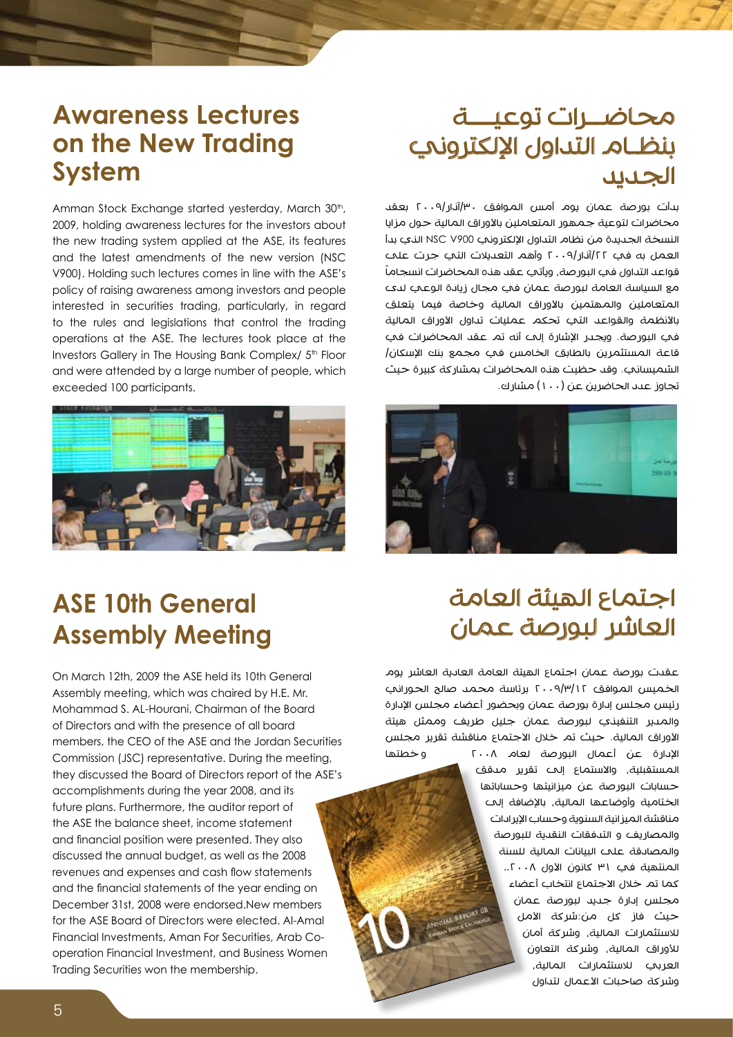## Awareness Lectures on the New Trading System

Amman Stock Exchange started yesterday, March 30th, 2009, holding awareness lectures for the investors about the new trading system applied at the ASE, its features and the latest amendments of the new version (NSC V900). Holding such lectures comes in line with the ASE's policy of raising awareness among investors and people interested in securities trading, particularly, in regard to the rules and legislations that control the trading operations at the ASE. The lectures took place at the Investors Gallery in The Housing Bank Complex/ 5th Floor and were attended by a large number of people, which exceeded 100 participants.

## محاضــرات توعيــة بنظـام التداول الإلكتروني الجديد

بدأت بورصة عمان يوم أمس الموافق ٣٠/آذار/٢٠٠٩ بعقد محاضرات لتوعية جمهور المتعاملين بالأوراق المالية حول مزايا النسخة الجديدة من نظام التداول الإلكتروني NSC V900 الذي بدأ العمل به في ٢٢/آذار/٢٠٠٩ وأهم التعديلات التي جرت على قواعد التداول في البورصة، ويأتي عقد هذه المحاضرات انسجاماً مع السياسة العامة لبورصة عمان في مجال زيادة الوعي لدى المتعاملين والمهتمين بالأوراق المالية وخاصة فيما يتعلق بالأنظمة والقواعد التي تحكم عمليات تداول الأوراق المالية في البورصة. ويجدر الإشارة إلى أنه تم عقد المحاضرات في قاعة المستثمرين بالطابق الخامس في مجمع بنك الإسكان/ الشميساني. وقد حظيت هذه المحاضرات بمشاركة كبيرة حيث تجاوز عدد الحاضرين عن (١٠٠) مشارك.

## ASE 10th General Assembly Meeting

On March 12th, 2009 the ASE held its 10th General Assembly meeting, which was chaired by H.E. Mr. Mohammad S. AL-Hourani, Chairman of the Board of Directors and with the presence of all board members, the CEO of the ASE and the Jordan Securities Commission (JSC) representative. During the meeting, they discussed the Board of Directors report of the ASE's accomplishments during the year 2008, and its future plans. Furthermore, the auditor report of the ASE the balance sheet, income statement and financial position were presented. They also discussed the annual budget, as well as the 2008 revenues and expenses and cash flow statements and the financial statements of the year ending on December 31st, 2008 were endorsed.New members for the ASE Board of Directors were elected. Al-Amal Financial Investments, Aman For Securities, Arab Co-operation Financial Investment, and Business Women Trading Securities won the membership.

## اجتماع الهيئة العامة العاشر لبورصة عمان

عقدت بورصة عمان اجتماع الهيئة العامة العادية العاشر يوم الخميس الموافق ٢٠٠٩/٣/١٢ برئاسة محمد صالح الحوراني رئيس مجلس إدارة بورصة عمان وبحضور أعضاء مجلس الإدارة والمدير التنفيذي لبورصة عمان جليل طريف وممثل هيئة الأوراق المالية. حيث تم خلال الاجتماع مناقشة تقرير مجلس الإدارة عن أعمال البورصة لعام ٢٠٠٨ وخطتها المستقبلية، والاستماع إلى تقرير مدقق حسابات البورصة عن ميزانيتها وحساباتها الختامية وأوضاعها المالية، بالإضافة إلى مناقشة الميزانية السنوية وحساب الإيرادات والمصاريف و التدفقات النقدية للبورصة والمصادقة على البيانات المالية للسنة المنتهية في ٣١ كانون الأول ٢٠٠٨.. كما تم خلال الاجتماع انتخاب أعضاء مجلس إدارة جديد لبورصة عمان حيث فاز كل من:شركة الأمل للاستثمارات المالية، وشركة أمان للأوراق المالية، وشركة التعاون العربي للاستثمارات المالية، وشركة صاحبات الأعمال لتداول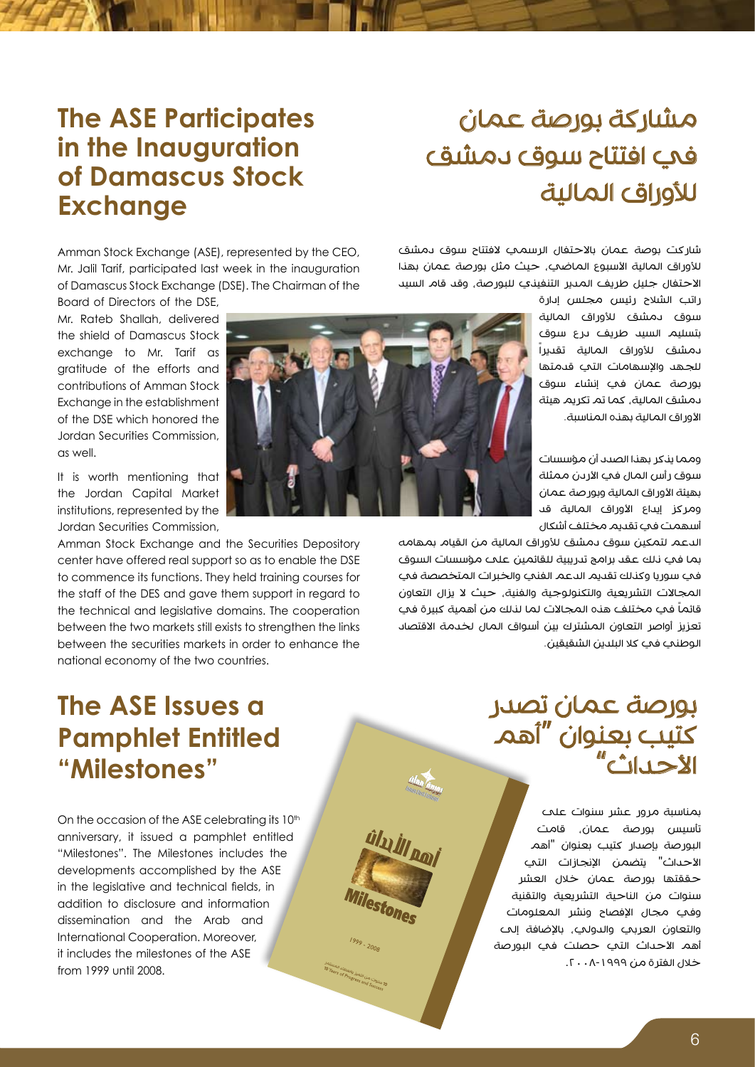## The ASE Participates in the Inauguration of Damascus Stock Exchange

Amman Stock Exchange (ASE), represented by the CEO, Mr. Jalil Tarif, participated last week in the inauguration of Damascus Stock Exchange (DSE). The Chairman of the Board of Directors of the DSE, Mr. Rateb Shallah, delivered the shield of Damascus Stock exchange to Mr. Tarif as gratitude of the efforts and contributions of Amman Stock Exchange in the establishment of the DSE which honored the Jordan Securities Commission, as well.

It is worth mentioning that the Jordan Capital Market institutions, represented by the Jordan Securities Commission, Amman Stock Exchange and the Securities Depository center have offered real support so as to enable the DSE to commence its functions. They held training courses for the staff of the DES and gave them support in regard to the technical and legislative domains. The cooperation between the two markets still exists to strengthen the links between the securities markets in order to enhance the national economy of the two countries.

## مشاركة بورصة عمان في افتتاح سوق دمشق للأوراق المالية

شاركت بورصة عمان بالاحتفال الرسمي لافتتاح سوق دمشق للأوراق المالية الأسبوع الماضي، حيث مثل بورصة عمان بهذا الاحتفال جليل طريف المدير التنفيذي للبورصة، وقد قام السيد راتب الشلاح رئيس مجلس إدارة سوق دمشق للأوراق المالية بتسليم السيد طريف درع سوق دمشق للأوراق المالية تقديراً للجهد والإسهامات التي قدمتها بورصة عمان في إنشاء سوق دمشق المالية، كما تم تكريم هيئة الأوراق المالية بهذه المناسبة.

ومما يذكر بهذا الصدد أن مؤسسات سوق رأس المال في الأردن ممثلة بهيئة الأوراق المالية وبورصة عمان ومركز إيداع الأوراق المالية قد أسهمت في تقديم مختلف أشكال الدعم لتمكين سوق دمشق للأوراق المالية من القيام بمهامه بما في ذلك عقد برامج تدريبية للقائمين على مؤسسات السوق في سوريا وكذلك تقديم الدعم الفني والخبرات المتخصصة في المجالات التشريعية والتكنولوجية والفنية، حيث لا يزال التعاون قائماً في مختلف هذه المجالات لما لذلك من أهمية كبيرة في تعزيز أواصر التعاون المشترك بين أسواق المال لخدمة الاقتصاد الوطني في كلا البلدين الشقيقين.

## The ASE Issues a Pamphlet Entitled "Milestones"

On the occasion of the ASE celebrating its 10th anniversary, it issued a pamphlet entitled "Milestones". The Milestones includes the developments accomplished by the ASE in the legislative and technical fields, in addition to disclosure and information dissemination and the Arab and International Cooperation. Moreover, it includes the milestones of the ASE from 1999 until 2008.

## بورصة عمان تصدر كتيب بعنوان "أهم الأحداث"

بمناسبة مرور عشر سنوات على تأسيس بورصة عمان، قامت البورصة بإصدار كتيب بعنوان "أهم الأحداث" يتضمن الإنجازات التي حققتها بورصة عمان خلال العشر سنوات من الناحية التشريعية والتقنية وفي مجال الإفصاح ونشر المعلومات والتعاون العربي والدولي، بالإضافة إلى أهم الأحداث التي حصلت في البورصة خلال الفترة من ١٩٩٩-٢٠٠٨.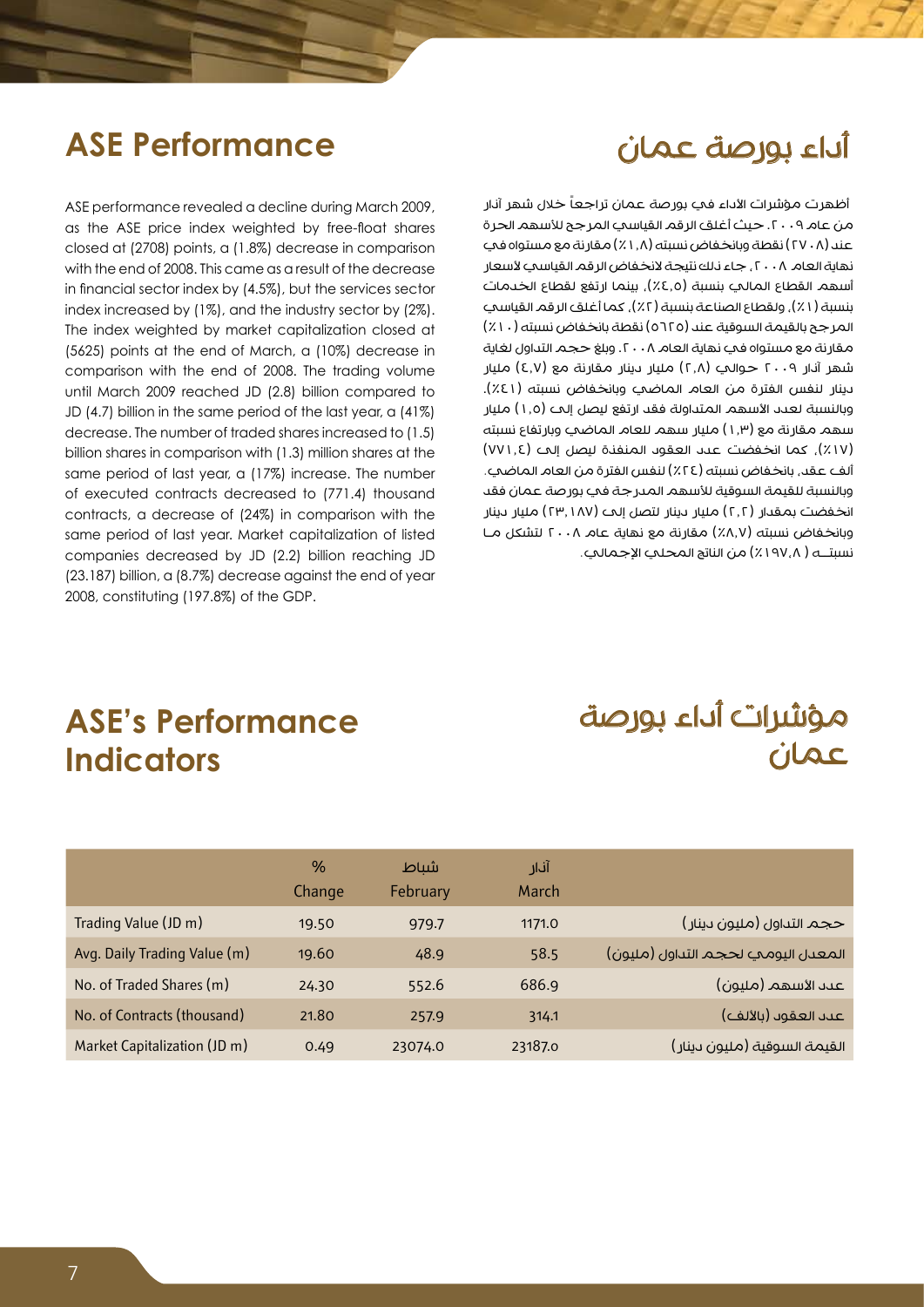## ASE Performance

ASE performance revealed a decline during March 2009, as the ASE price index weighted by free-float shares closed at (2708) points, a (1.8%) decrease in comparison with the end of 2008. This came as a result of the decrease in financial sector index by (4.5%), but the services sector index increased by (1%), and the industry sector by (2%). The index weighted by market capitalization closed at (5625) points at the end of March, a (10%) decrease in comparison with the end of 2008. The trading volume until March 2009 reached JD (2.8) billion compared to JD (4.7) billion in the same period of the last year, a (41%) decrease. The number of traded shares increased to (1.5) billion shares in comparison with (1.3) million shares at the same period of last year, a (17%) increase. The number of executed contracts decreased to (771.4) thousand contracts, a decrease of (24%) in comparison with the same period of last year. Market capitalization of listed companies decreased by JD (2.2) billion reaching JD (23.187) billion, a (8.7%) decrease against the end of year 2008, constituting (197.8%) of the GDP.

## أداء بورصة عمان

أظهرت مؤشرات الأداء في بورصة عمان تراجعاً خلال شهر آذار من عام ٢٠٠٩، حيث أغلق الرقم القياسي المرجح للأسهم الحرة عند (٢٧٠٨) نقطة وبانخفاض نسبته (١,٨٪) مقارنة مع مستواه في نهاية العام ٢٠٠٨، جاء ذلك نتيجة لانخفاض الرقم القياسي لأسعار أسهم القطاع المالي بنسبة (٤,٥٪)، بينما ارتفع لقطاع الخدمات بنسبة (١٪)، ولقطاع الصناعة بنسبة (٢٪)، كما أغلق الرقم القياسي المرجح بالقيمة السوقية عند (٥٦٢٥) نقطة بانخفاض نسبته (١٠٪) مقارنة مع مستواه في نهاية العام ٢٠٠٨. وبلغ حجم التداول لغاية شهر آذار ٢٠٠٩ حوالي (٢,٨) مليار دينار مقارنة مع (٤,٧) مليار دينار لنفس الفترة من العام الماضي وبانخفاض نسبته (٤١٪). وبالنسبة لعدد الأسهم المتداولة فقد ارتفع ليصل إلى (١,٥) مليار سهم مقارنة مع (١,٣) مليار سهم للعام الماضي وبارتفاع نسبته (١٧٪)، كما انخفضت عدد العقود المنفذة ليصل إلى (٧٧١,٤) ألف عقد، بانخفاض نسبته (٢٤٪) لنفس الفترة من العام الماضي. وبالنسبة للقيمة السوقية للأسهم المدرجة في بورصة عمان فقد انخفضت بمقدار (٢,٢) مليار دينار لتصل إلى (٢٣,١٨٧) مليار دينار وبانخفاض نسبته (٨,٧٪) مقارنة مع نهاية عام ٢٠٠٨ لتشكل ما نسبتــه (١٩٧,٨٪) من الناتج المحلي الإجمالي.

## ASE's Performance Indicators

## مؤشرات أداء بورصة عمان

| | % Change | شباط February | آذار March | |
|---|---|---|---|---|
| Trading Value (JD m) | 19.50 | 979.7 | 1171.0 | حجم التداول (مليون دينار) |
| Avg. Daily Trading Value (m) | 19.60 | 48.9 | 58.5 | المعدل اليومي لحجم التداول (مليون) |
| No. of Traded Shares (m) | 24.30 | 552.6 | 686.9 | عدد الأسهم (مليون) |
| No. of Contracts (thousand) | 21.80 | 257.9 | 314.1 | عدد العقود (بالألف) |
| Market Capitalization (JD m) | 0.49 | 23074.0 | 23187.0 | القيمة السوقية (مليون دينار) |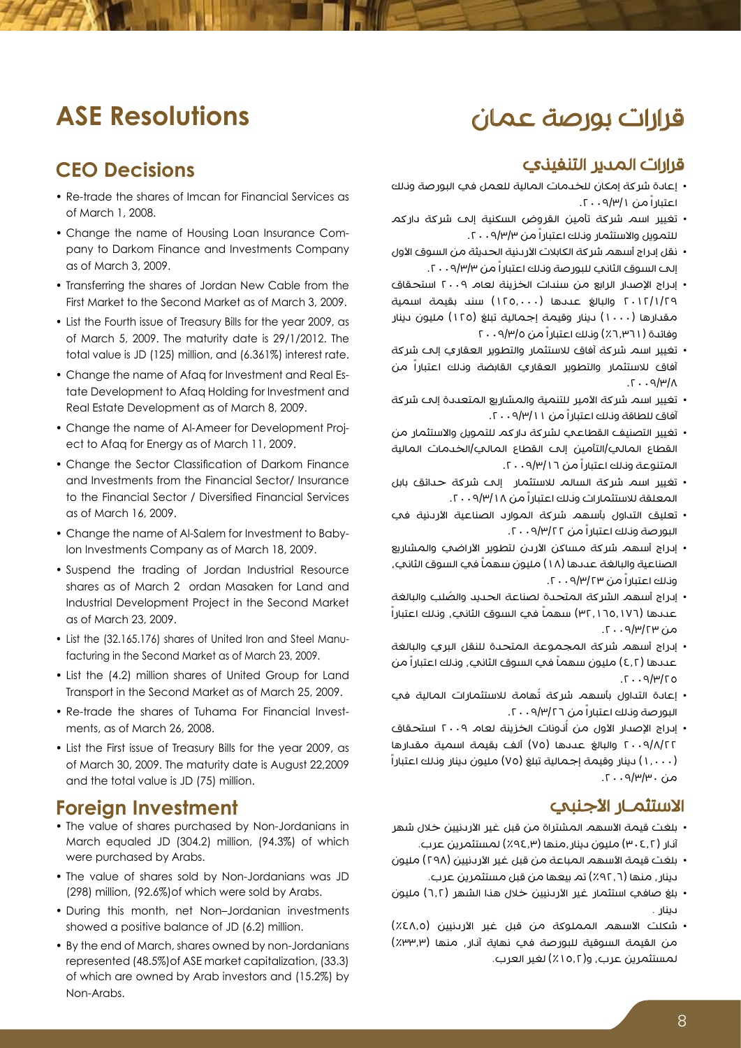# ASE Resolutions

## CEO Decisions

- Re-trade the shares of Imcan for Financial Services as of March 1, 2008.
- Change the name of Housing Loan Insurance Company to Darkom Finance and Investments Company as of March 3, 2009.
- Transferring the shares of Jordan New Cable from the First Market to the Second Market as of March 3, 2009.
- List the Fourth issue of Treasury Bills for the year 2009, as of March 5, 2009. The maturity date is 29/1/2012. The total value is JD (125) million, and (6.361%) interest rate.
- Change the name of Afaq for Investment and Real Estate Development to Afaq Holding for Investment and Real Estate Development as of March 8, 2009.
- Change the name of Al-Ameer for Development Project to Afaq for Energy as of March 11, 2009.
- Change the Sector Classification of Darkom Finance and Investments from the Financial Sector/ Insurance to the Financial Sector / Diversified Financial Services as of March 16, 2009.
- Change the name of Al-Salem for Investment to Babylon Investments Company as of March 18, 2009.
- Suspend the trading of Jordan Industrial Resource shares as of March 2 ordan Masaken for Land and Industrial Development Project in the Second Market as of March 23, 2009.
- List the (32.165.176) shares of United Iron and Steel Manufacturing in the Second Market as of March 23, 2009.
- List the (4.2) million shares of United Group for Land Transport in the Second Market as of March 25, 2009.
- Re-trade the shares of Tuhama For Financial Investments, as of March 26, 2008.
- List the First issue of Treasury Bills for the year 2009, as of March 30, 2009. The maturity date is August 22,2009 and the total value is JD (75) million.

## Foreign Investment

- The value of shares purchased by Non-Jordanians in March equaled JD (304.2) million, (94.3%) of which were purchased by Arabs.
- The value of shares sold by Non-Jordanians was JD (298) million, (92.6%)of which were sold by Arabs.
- During this month, net Non–Jordanian investments showed a positive balance of JD (6.2) million.
- By the end of March, shares owned by non-Jordanians represented (48.5%)of ASE market capitalization, (33.3) of which are owned by Arab investors and (15.2%) by Non-Arabs.

# قرارات بورصة عمان

## قرارات المدير التنفيذي

- إعادة شركة إمكان للخدمات المالية للعمل في البورصة وذلك اعتباراً من ٢٠٠٩/٣/١.
- تغيير اسم شركة تأمين القروض السكنية إلى شركة داركم للتمويل والاستثمار وذلك اعتباراً من ٢٠٠٩/٣/٣.
- نقل إدراج أسهم شركة الكابلات الاردنية الحديثة من السوق الاول إلى السوق الثاني للبورصة وذلك اعتباراً من ٢٠٠٩/٣/٣.
- إدراج الإصدار الرابع من سندات الخزينة لعام ٢٠٠٩ استحقاق ٢٠١٢/١/٢٩ والبالغ عددها (١٢٥,٠٠٠) سند بقيمة اسمية مقدارها (١٠٠٠) دينار وقيمة إجمالية تبلغ (١٢٥) مليون دينار وفائدة (٦,٣٦١٪) وذلك اعتباراً من ٢٠٠٩/٣/٥
- تغيير اسم شركة آفاق للاستثمار والتطوير العقاري إلى شركة آفاق للاستثمار والتطوير العقاري القابضة وذلك اعتباراً من ٢٠٠٩/٣/٨.
- تغيير اسم شركة الأمير للتنمية والمشاريع المتعددة إلى شركة آفاق للطاقة وذلك اعتباراً من ٢٠٠٩/٣/١١.
- تغيير التصنيف القطاعي لشركة داركم للتمويل والاستثمار من القطاع المالي/التأمين إلى القطاع المالي/الخدمات المالية المتنوعة وذلك اعتباراً من ٢٠٠٩/٣/١٦.
- تغيير اسم شركة السالم للاستثمار إلى شركة حدائق بابل المعلقة للاستثمارات وذلك اعتباراً من ٢٠٠٩/٣/١٨.
- تعليق التداول بأسهم شركة الموارد الصناعية الأردنية في البورصة وذلك اعتباراً من ٢٠٠٩/٣/٢٢.
- إدراج أسهم شركة مساكن الأردن لتطوير الاراضي والمشاريع الصناعية والبالغة عددها (١٨) مليون سهماً في السوق الثاني، وذلك اعتباراً من ٢٠٠٩/٣/٢٣.
- إدراج أسهم الشركة المتحدة لصناعة الحديد والصُلب والبالغة عددها (٣٢,١٦٥,١٧٦) سهماً في السوق الثاني، وذلك اعتباراً من ٢٠٠٩/٣/٢٣.
- إدراج أسهم شركة المجموعة المتحدة للنقل البري والبالغة عددها (٤,٢) مليون سهماً في السوق الثاني، وذلك اعتباراً من ٢٠٠٩/٣/٢٥.
- إعادة التداول بأسهم شركة تُهامة للاستثمارات المالية في البورصة وذلك اعتباراً من ٢٠٠٩/٣/٢٦.
- إدراج الإصدار الاول من أذونات الخزينة لعام ٢٠٠٩ استحقاق ٢٠٠٩/٨/٢٢ والبالغ عددها (٧٥) ألف بقيمة اسمية مقدارها (١,٠٠٠) دينار وقيمة إجمالية تبلغ (٧٥) مليون دينار وذلك اعتباراً من ٢٠٠٩/٣/٣٠.

## الاستثمـار الأجنبي

- بلغت قيمة الاسهم المشتراة من قبل غير الأردنيين خلال شهر آذار (٣٠٤,٢) مليون دينار،منها (٩٤,٣٪) لمستثمرين عرب.
- بلغت قيمة الأسهم المباعة من قبل غير الأردنيين (٢٩٨) مليون دينار، منها (٩٢,٦٪) تم بيعها من قبل مستثمرين عرب.
- بلغ صافي استثمار غير الأردنيين خلال هذا الشهر (٦,٢) مليون دينار.
- شكلت الأسهم المملوكة من قبل غير الأردنيين (٤٨,٥٪) من القيمة السوقية للبورصة في نهاية آذار، منها (٣٣,٣٪) لمستثمرين عرب، و(١٥,٢٪) لغير العرب.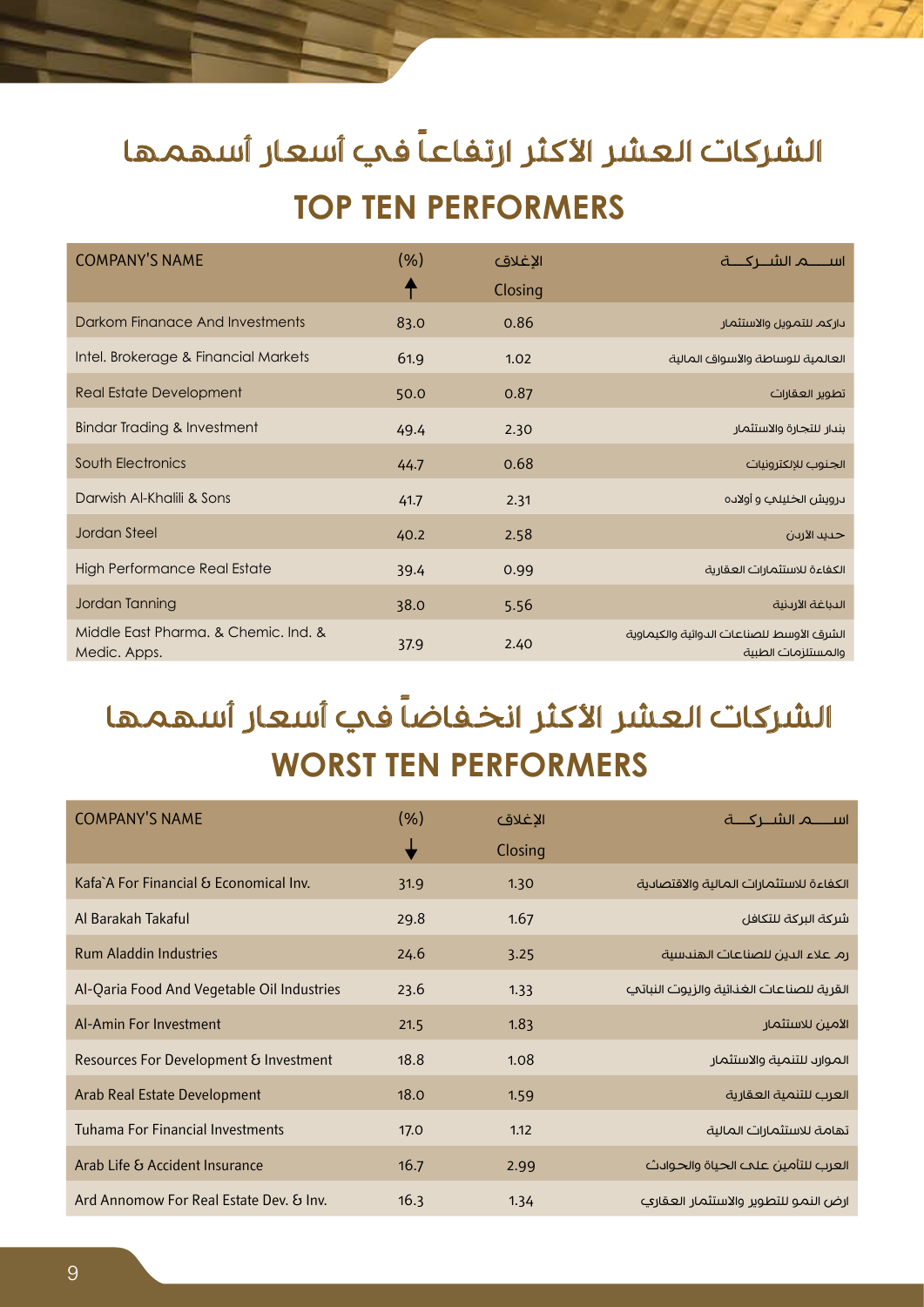# الشركات العشر الأكثر ارتفاعاً في أسعار أسهمها

## TOP TEN PERFORMERS

| COMPANY'S NAME | (%) ↑ | الإغلاق Closing | اســـم الشــركـــة |
|---|---|---|---|
| Darkom Finanace And Investments | 83.0 | 0.86 | داركم للتمويل والاستثمار |
| Intel. Brokerage & Financial Markets | 61.9 | 1.02 | العالمية للوساطة والأسواق المالية |
| Real Estate Development | 50.0 | 0.87 | تطوير العقارات |
| Bindar Trading & Investment | 49.4 | 2.30 | بندار للتجارة والاستثمار |
| South Electronics | 44.7 | 0.68 | الجنوب للإلكترونيات |
| Darwish Al-Khalili & Sons | 41.7 | 2.31 | درويش الخليلي و أولاده |
| Jordan Steel | 40.2 | 2.58 | حديد الأردن |
| High Performance Real Estate | 39.4 | 0.99 | الكفاءة للاستثمارات العقارية |
| Jordan Tanning | 38.0 | 5.56 | الدباغة الأردنية |
| Middle East Pharma. & Chemic. Ind. & Medic. Apps. | 37.9 | 2.40 | الشرق الأوسط للصناعات الدوائية والكيماوية والمستلزمات الطبية |

# الشركات العشر الأكثر انخفاضاً في أسعار أسهمها

## WORST TEN PERFORMERS

| COMPANY'S NAME | (%) ↓ | الإغلاق Closing | اســـم الشــركـــة |
|---|---|---|---|
| Kafa`A For Financial & Economical Inv. | 31.9 | 1.30 | الكفاءة للاستثمارات المالية والاقتصادية |
| Al Barakah Takaful | 29.8 | 1.67 | شركة البركة للتكافل |
| Rum Aladdin Industries | 24.6 | 3.25 | رم علاء الدين للصناعات الهندسية |
| Al-Qaria Food And Vegetable Oil Industries | 23.6 | 1.33 | القرية للصناعات الغذائية والزيوت النباتي |
| Al-Amin For Investment | 21.5 | 1.83 | الأمين للاستثمار |
| Resources For Development & Investment | 18.8 | 1.08 | الموارد للتنمية والاستثمار |
| Arab Real Estate Development | 18.0 | 1.59 | العرب للتنمية العقارية |
| Tuhama For Financial Investments | 17.0 | 1.12 | تهامة للاستثمارات المالية |
| Arab Life & Accident Insurance | 16.7 | 2.99 | العرب للتأمين على الحياة والحوادث |
| Ard Annomow For Real Estate Dev. & Inv. | 16.3 | 1.34 | ارض النمو للتطوير والاستثمار العقاري |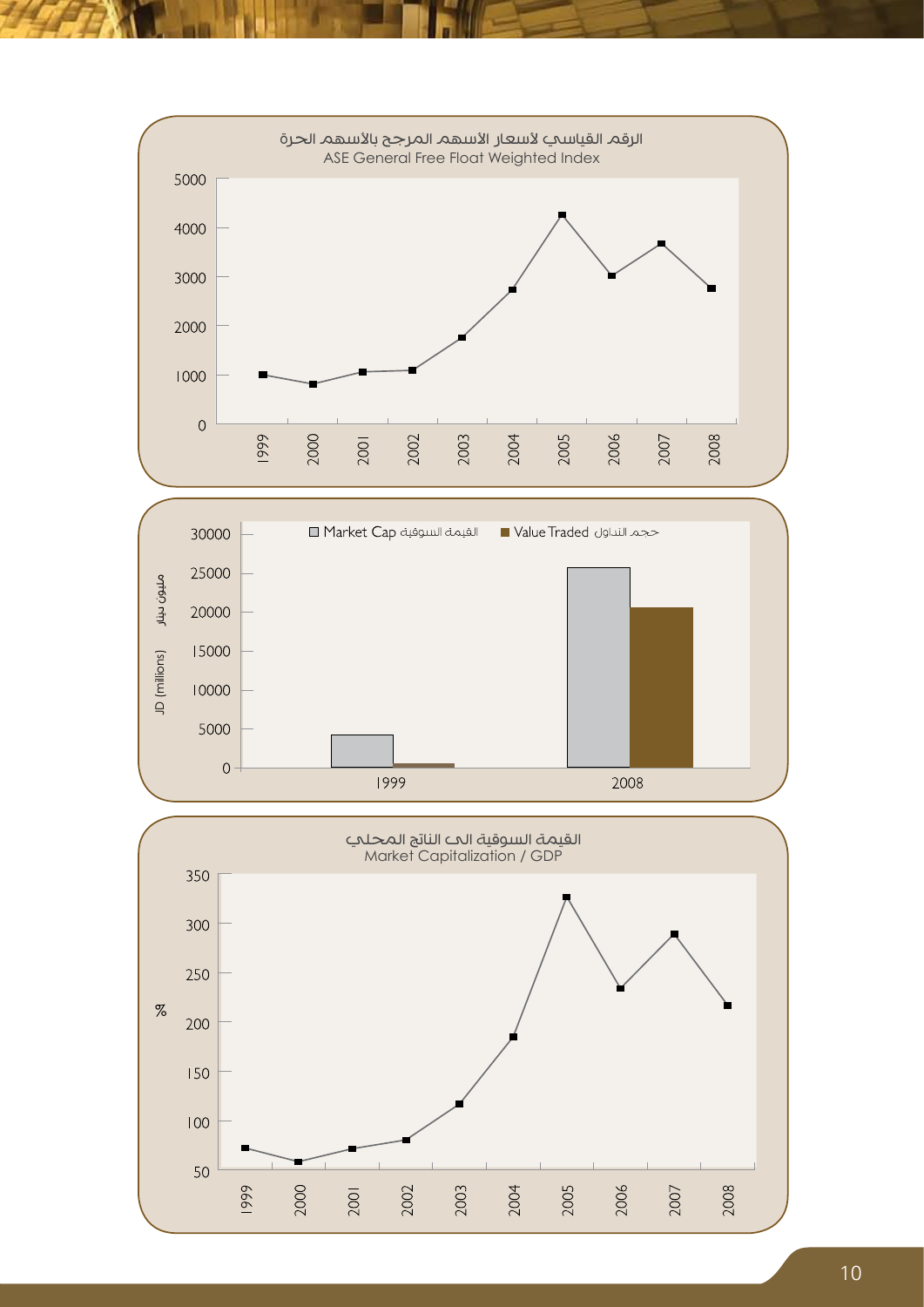الرقم القياسي لأسعار الأسهم المرجح بالأسهم الحرة
ASE General Free Float Weighted Index

Market Cap القيمة السوقية
Value Traded حجم التداول

مليون دينار
JD (millions)

القيمة السوقية الى الناتج المحلي
Market Capitalization / GDP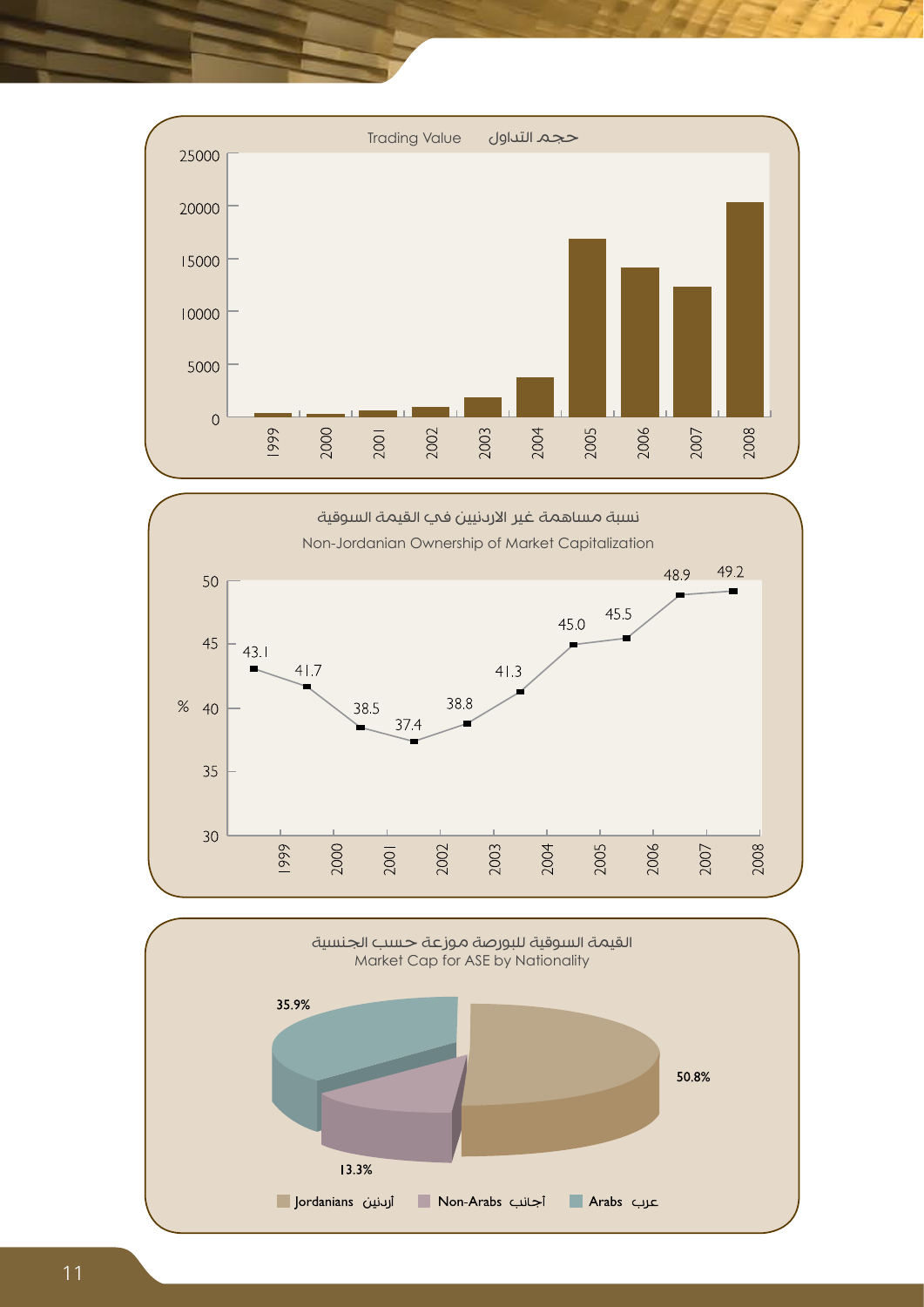## حجم التداول Trading Value

| Year | Trading Value |
|---|---|
| 1999 | |
| 2000 | |
| 2001 | |
| 2002 | |
| 2003 | |
| 2004 | |
| 2005 | |
| 2006 | |
| 2007 | |
| 2008 | |

## نسبة مساهمة غير الاردنيين في القيمة السوقية
## Non-Jordanian Ownership of Market Capitalization

| Year | % |
|---|---|
| 1999 | 43.1 |
| 2000 | 41.7 |
| 2001 | 38.5 |
| 2002 | 37.4 |
| 2003 | 38.8 |
| 2004 | 41.3 |
| 2005 | 45.0 |
| 2006 | 45.5 |
| 2007 | 48.9 |
| 2008 | 49.2 |

## القيمة السوقية للبورصة موزعة حسب الجنسية
## Market Cap for ASE by Nationality

| Nationality | % |
|---|---|
| Jordanians أردنين | 50.8% |
| Non-Arabs أجانب | 13.3% |
| Arabs عرب | 35.9% |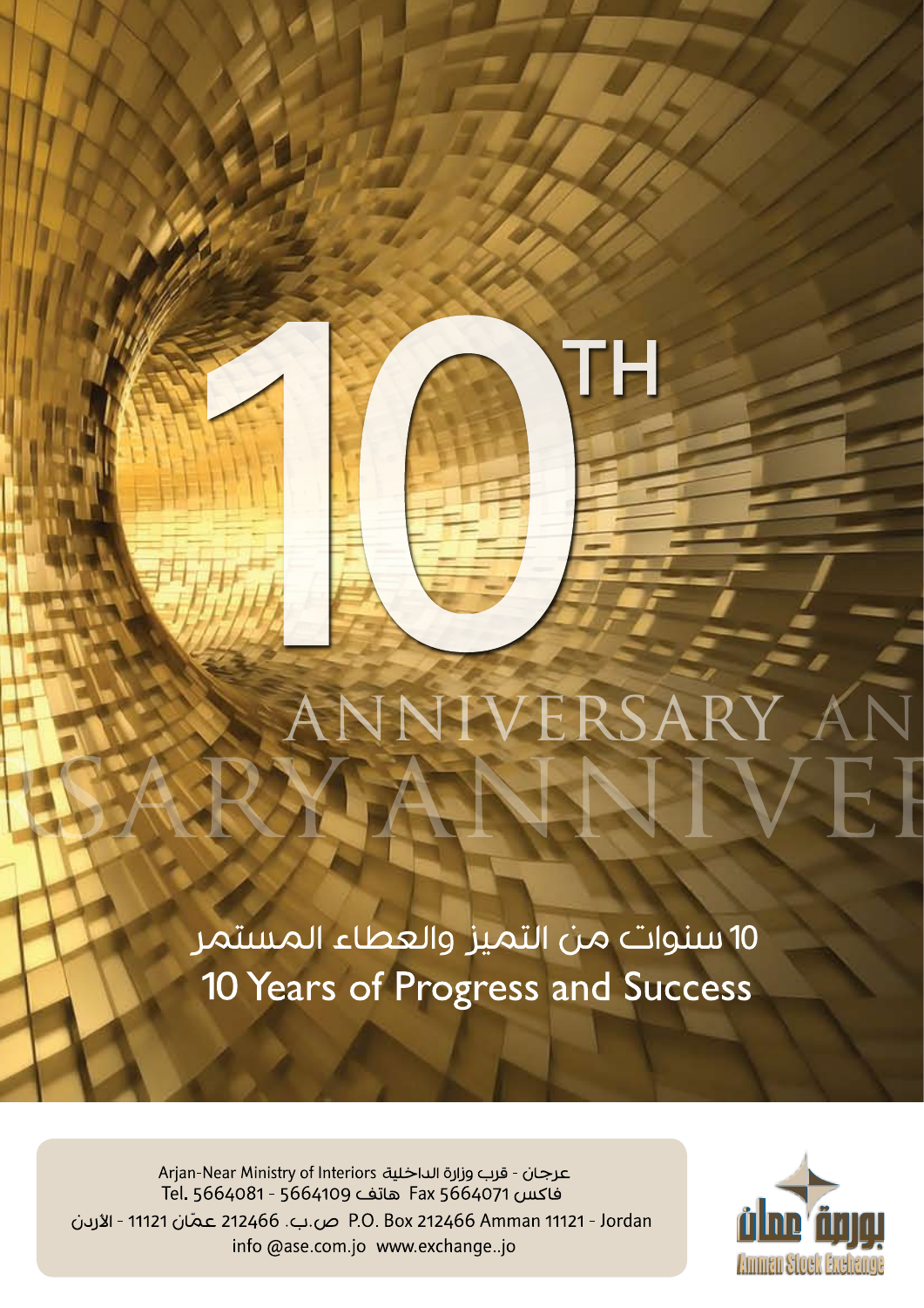# 10TH

ANNIVERSARY

10 سنوات من التميز والعطاء المستمر

10 Years of Progress and Success

عرجان - قرب وزارة الداخلية Arjan-Near Ministry of Interiors

فاكس 5664071 Fax 5664109 هاتف 5664109 - Tel. 5664081

الأردن - 11121 عمّان 212466 ص.ب. P.O. Box 212466 Amman 11121 - Jordan

info @ase.com.jo www.exchange..jo

بورصة عمان

Amman Stock Exchange